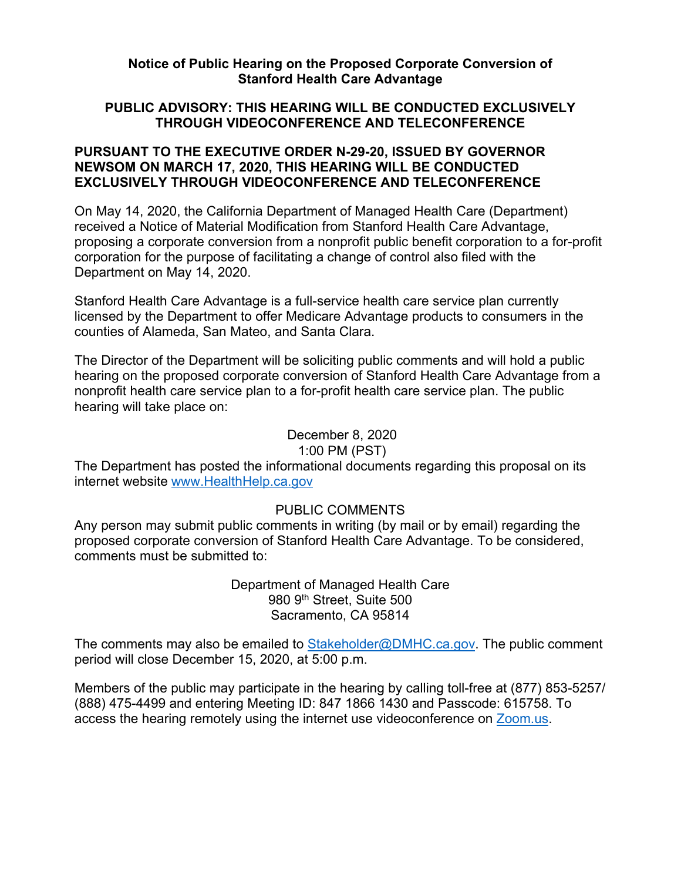**Notice of Public Hearing on the Proposed Corporate Conversion of Stanford Health Care Advantage**

**PUBLIC ADVISORY: THIS HEARING WILL BE CONDUCTED EXCLUSIVELY THROUGH VIDEOCONFERENCE AND TELECONFERENCE**

**PURSUANT TO THE EXECUTIVE ORDER N-29-20, ISSUED BY GOVERNOR NEWSOM ON MARCH 17, 2020, THIS HEARING WILL BE CONDUCTED EXCLUSIVELY THROUGH VIDEOCONFERENCE AND TELECONFERENCE**

On May 14, 2020, the California Department of Managed Health Care (Department) received a Notice of Material Modification from Stanford Health Care Advantage, proposing a corporate conversion from a nonprofit public benefit corporation to a for-profit corporation for the purpose of facilitating a change of control also filed with the Department on May 14, 2020.

Stanford Health Care Advantage is a full-service health care service plan currently licensed by the Department to offer Medicare Advantage products to consumers in the counties of Alameda, San Mateo, and Santa Clara.

The Director of the Department will be soliciting public comments and will hold a public hearing on the proposed corporate conversion of Stanford Health Care Advantage from a nonprofit health care service plan to a for-profit health care service plan. The public hearing will take place on:

December 8, 2020
1:00 PM (PST)

The Department has posted the informational documents regarding this proposal on its internet website [www.HealthHelp.ca.gov](www.HealthHelp.ca.gov)

PUBLIC COMMENTS

Any person may submit public comments in writing (by mail or by email) regarding the proposed corporate conversion of Stanford Health Care Advantage. To be considered, comments must be submitted to:

Department of Managed Health Care
980 9th Street, Suite 500
Sacramento, CA 95814

The comments may also be emailed to [Stakeholder@DMHC.ca.gov](mailto:Stakeholder@DMHC.ca.gov). The public comment period will close December 15, 2020, at 5:00 p.m.

Members of the public may participate in the hearing by calling toll-free at (877) 853-5257/ (888) 475-4499 and entering Meeting ID: 847 1866 1430 and Passcode: 615758. To access the hearing remotely using the internet use videoconference on [Zoom.us](Zoom.us).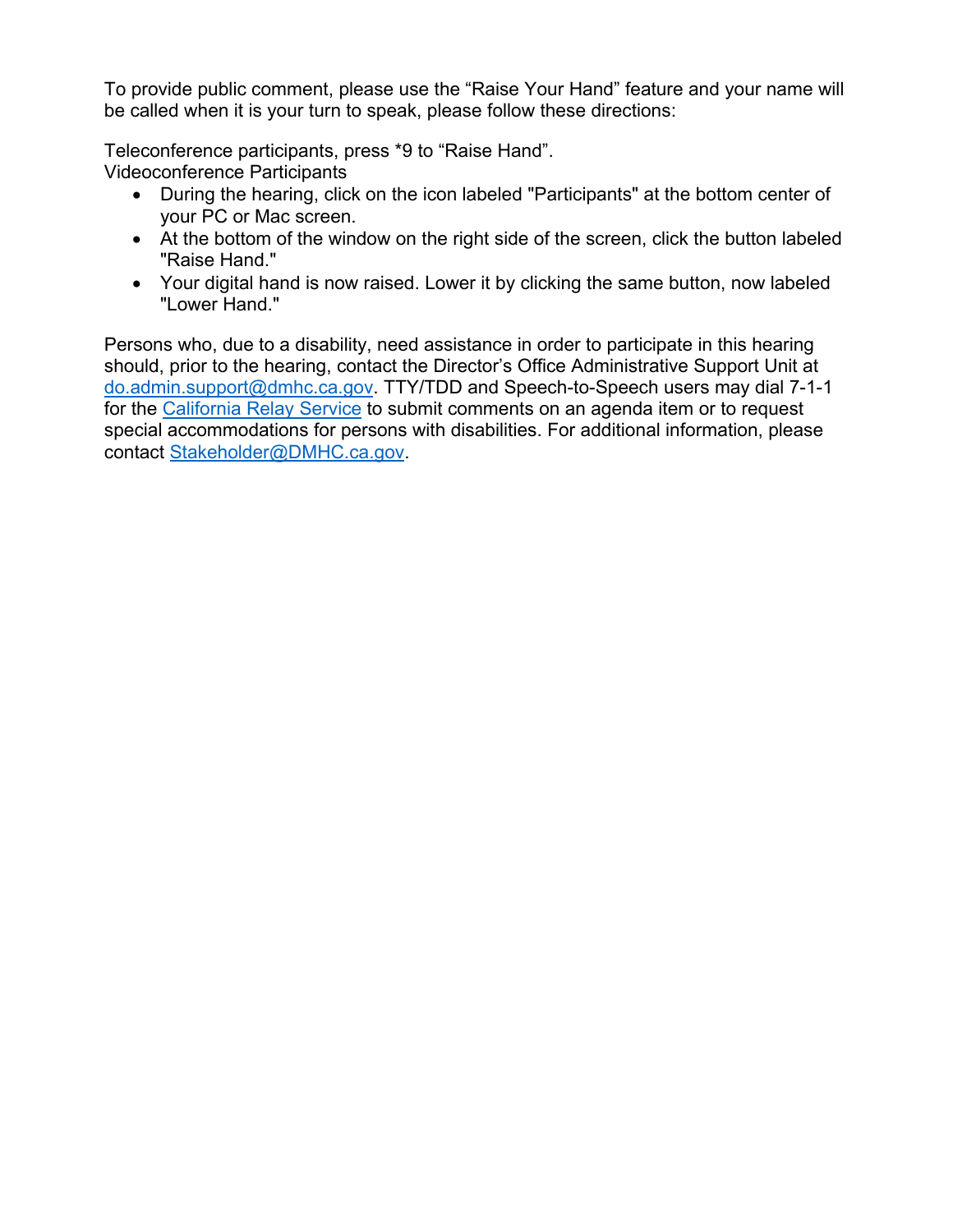To provide public comment, please use the "Raise Your Hand" feature and your name will be called when it is your turn to speak, please follow these directions:

Teleconference participants, press *9 to "Raise Hand".
Videoconference Participants

- During the hearing, click on the icon labeled "Participants" at the bottom center of your PC or Mac screen.
- At the bottom of the window on the right side of the screen, click the button labeled "Raise Hand."
- Your digital hand is now raised. Lower it by clicking the same button, now labeled "Lower Hand."

Persons who, due to a disability, need assistance in order to participate in this hearing should, prior to the hearing, contact the Director's Office Administrative Support Unit at do.admin.support@dmhc.ca.gov. TTY/TDD and Speech-to-Speech users may dial 7-1-1 for the California Relay Service to submit comments on an agenda item or to request special accommodations for persons with disabilities. For additional information, please contact Stakeholder@DMHC.ca.gov.